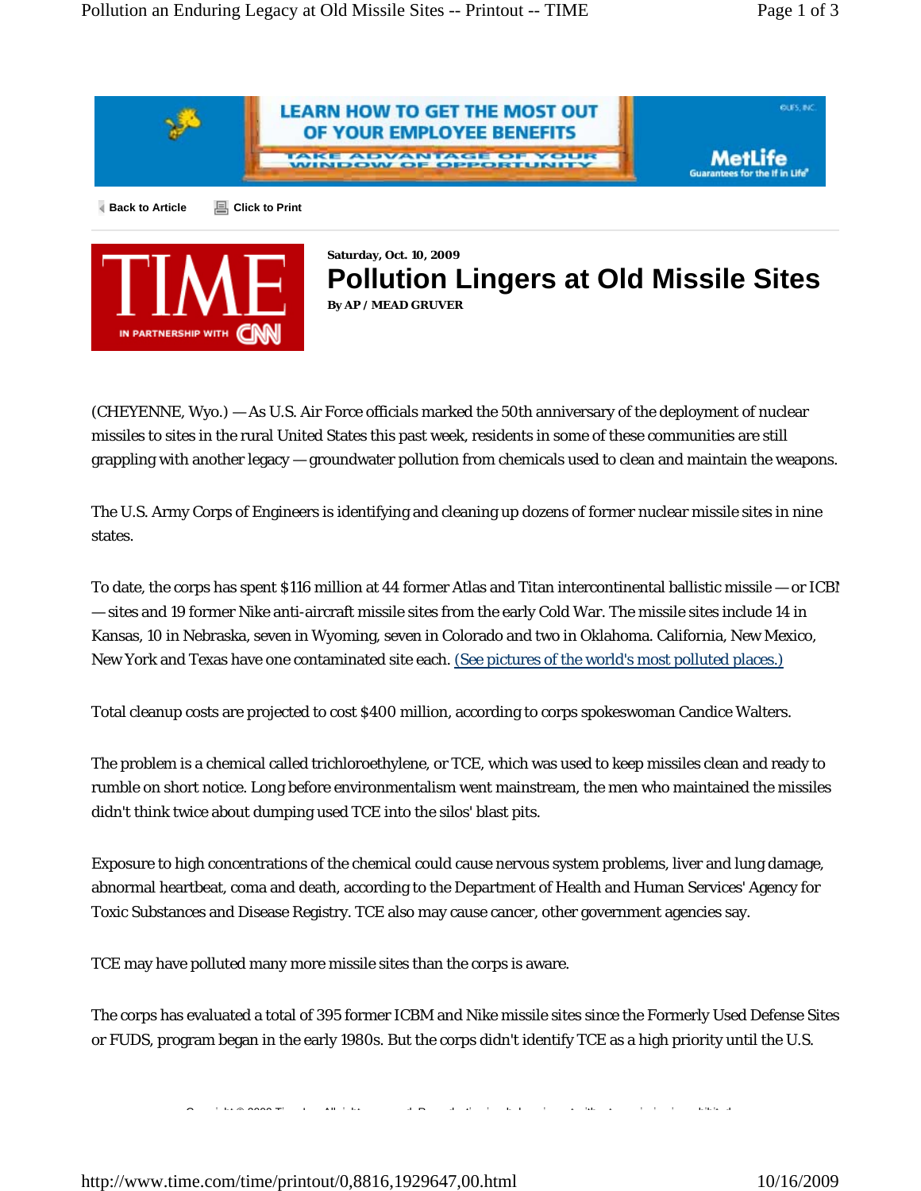Saturday, Oct. 10, 2009

# Pollution Lingers at Old Missile Sites

**By AP / MEAD GRUVER**

(CHEYENNE, Wyo.) — As U.S. Air Force officials marked the 50th anniversary of the deployment of nuclear missiles to sites in the rural United States this past week, residents in some of these communities are still grappling with another legacy — groundwater pollution from chemicals used to clean and maintain the weapons.

The U.S. Army Corps of Engineers is identifying and cleaning up dozens of former nuclear missile sites in nine states.

To date, the corps has spent $116 million at 44 former Atlas and Titan intercontinental ballistic missile — or ICBM — sites and 19 former Nike anti-aircraft missile sites from the early Cold War. The missile sites include 14 in Kansas, 10 in Nebraska, seven in Wyoming, seven in Colorado and two in Oklahoma. California, New Mexico, New York and Texas have one contaminated site each. (See pictures of the world's most polluted places.)

Total cleanup costs are projected to cost $400 million, according to corps spokeswoman Candice Walters.

The problem is a chemical called trichloroethylene, or TCE, which was used to keep missiles clean and ready to rumble on short notice. Long before environmentalism went mainstream, the men who maintained the missiles didn't think twice about dumping used TCE into the silos' blast pits.

Exposure to high concentrations of the chemical could cause nervous system problems, liver and lung damage, abnormal heartbeat, coma and death, according to the Department of Health and Human Services' Agency for Toxic Substances and Disease Registry. TCE also may cause cancer, other government agencies say.

TCE may have polluted many more missile sites than the corps is aware.

The corps has evaluated a total of 395 former ICBM and Nike missile sites since the Formerly Used Defense Sites or FUDS, program began in the early 1980s. But the corps didn't identify TCE as a high priority until the U.S.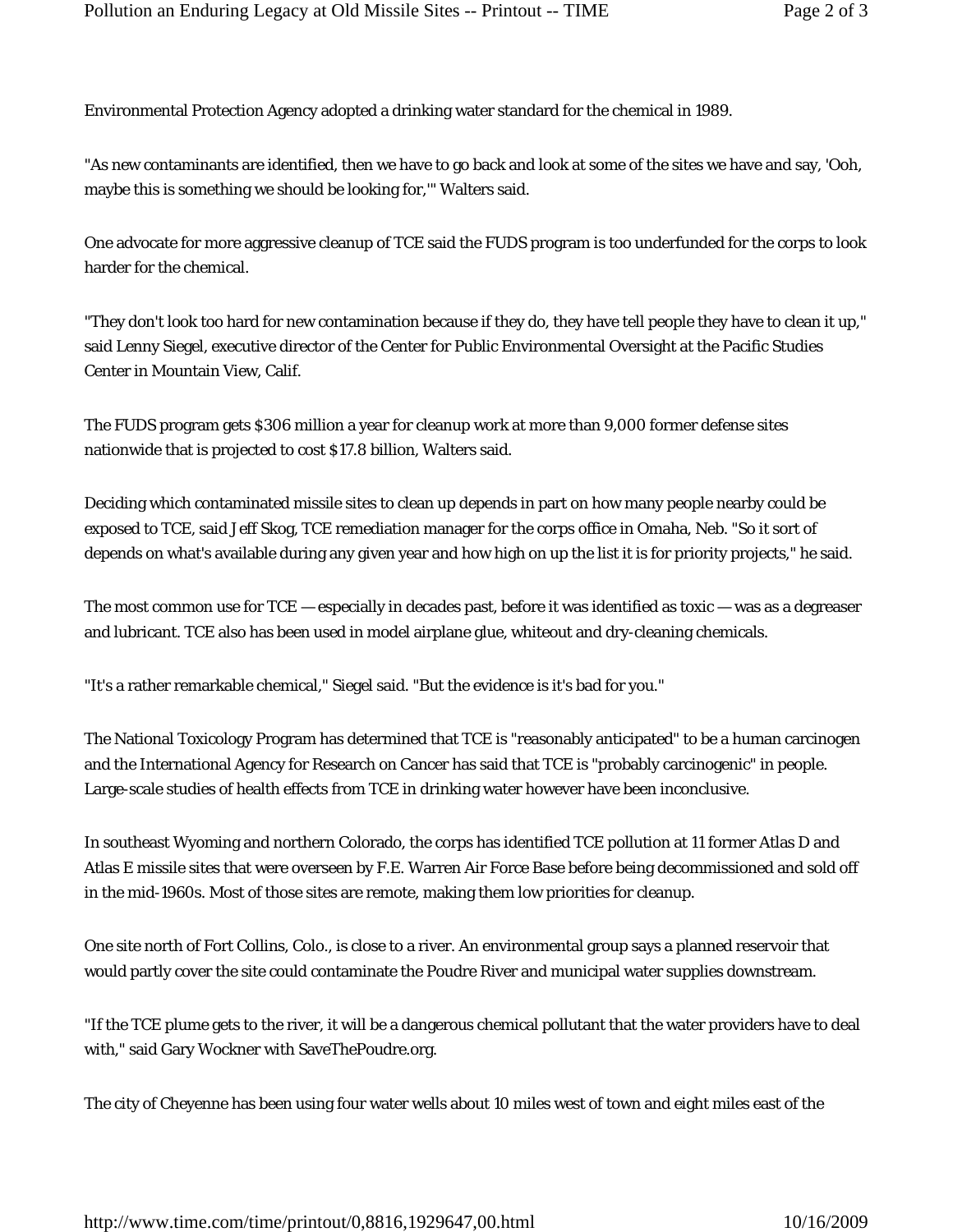Environmental Protection Agency adopted a drinking water standard for the chemical in 1989.

"As new contaminants are identified, then we have to go back and look at some of the sites we have and say, 'Ooh, maybe this is something we should be looking for,'" Walters said.

One advocate for more aggressive cleanup of TCE said the FUDS program is too underfunded for the corps to look harder for the chemical.

"They don't look too hard for new contamination because if they do, they have tell people they have to clean it up," said Lenny Siegel, executive director of the Center for Public Environmental Oversight at the Pacific Studies Center in Mountain View, Calif.

The FUDS program gets $306 million a year for cleanup work at more than 9,000 former defense sites nationwide that is projected to cost $17.8 billion, Walters said.

Deciding which contaminated missile sites to clean up depends in part on how many people nearby could be exposed to TCE, said Jeff Skog, TCE remediation manager for the corps office in Omaha, Neb. "So it sort of depends on what's available during any given year and how high on up the list it is for priority projects," he said.

The most common use for TCE — especially in decades past, before it was identified as toxic — was as a degreaser and lubricant. TCE also has been used in model airplane glue, whiteout and dry-cleaning chemicals.

"It's a rather remarkable chemical," Siegel said. "But the evidence is it's bad for you."

The National Toxicology Program has determined that TCE is "reasonably anticipated" to be a human carcinogen and the International Agency for Research on Cancer has said that TCE is "probably carcinogenic" in people. Large-scale studies of health effects from TCE in drinking water however have been inconclusive.

In southeast Wyoming and northern Colorado, the corps has identified TCE pollution at 11 former Atlas D and Atlas E missile sites that were overseen by F.E. Warren Air Force Base before being decommissioned and sold off in the mid-1960s. Most of those sites are remote, making them low priorities for cleanup.

One site north of Fort Collins, Colo., is close to a river. An environmental group says a planned reservoir that would partly cover the site could contaminate the Poudre River and municipal water supplies downstream.

"If the TCE plume gets to the river, it will be a dangerous chemical pollutant that the water providers have to deal with," said Gary Wockner with SaveThePoudre.org.

The city of Cheyenne has been using four water wells about 10 miles west of town and eight miles east of the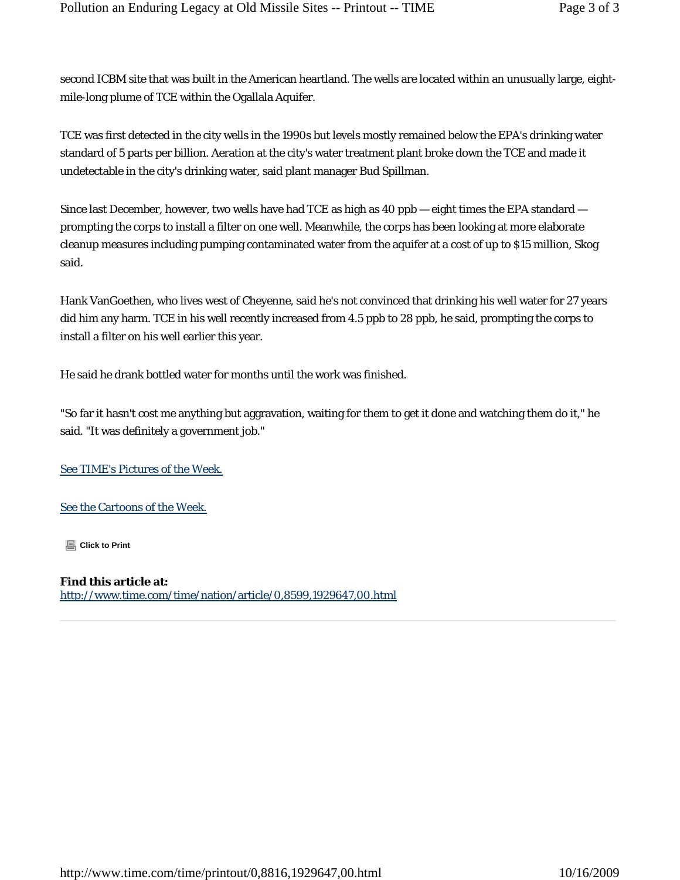second ICBM site that was built in the American heartland. The wells are located within an unusually large, eight-mile-long plume of TCE within the Ogallala Aquifer.

TCE was first detected in the city wells in the 1990s but levels mostly remained below the EPA's drinking water standard of 5 parts per billion. Aeration at the city's water treatment plant broke down the TCE and made it undetectable in the city's drinking water, said plant manager Bud Spillman.

Since last December, however, two wells have had TCE as high as 40 ppb — eight times the EPA standard — prompting the corps to install a filter on one well. Meanwhile, the corps has been looking at more elaborate cleanup measures including pumping contaminated water from the aquifer at a cost of up to $15 million, Skog said.

Hank VanGoethen, who lives west of Cheyenne, said he's not convinced that drinking his well water for 27 years did him any harm. TCE in his well recently increased from 4.5 ppb to 28 ppb, he said, prompting the corps to install a filter on his well earlier this year.

He said he drank bottled water for months until the work was finished.

"So far it hasn't cost me anything but aggravation, waiting for them to get it done and watching them do it," he said. "It was definitely a government job."

See TIME's Pictures of the Week.

See the Cartoons of the Week.

Click to Print

**Find this article at:**
http://www.time.com/time/nation/article/0,8599,1929647,00.html